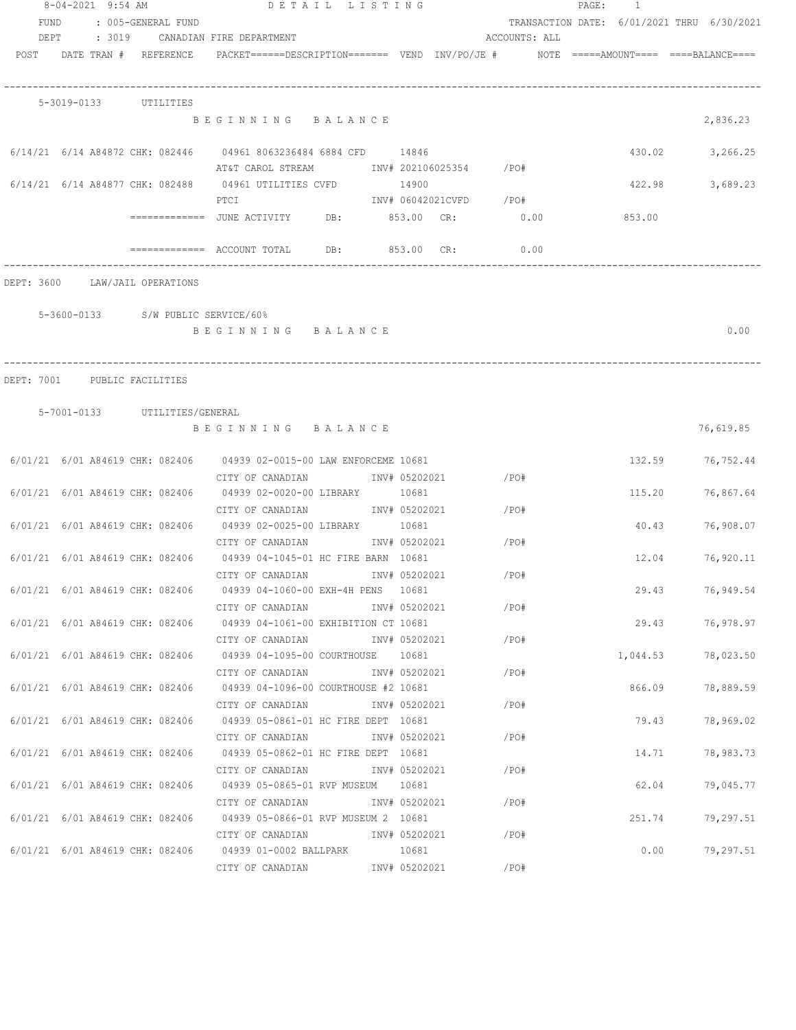8-04-2021 9:54 AM DETAIL LISTING

FUND : 005-GENERAL FUND TRANSACTION DATE: 6/01/2021 THRU 6/30/2021

DEPT : 3019 CANADIAN FIRE DEPARTMENT ACCOUNTS: ALL

| POST | DATE | TRAN # | REFERENCE | PACKET======DESCRIPTION======= | VEND | INV/PO/JE # | NOTE | =====AMOUNT==== | ====BALANCE==== |
|---|---|---|---|---|---|---|---|---|---|
| 5-3019-0133 | | | UTILITIES | | | | | | |
| | | | | BEGINNING BALANCE | | | | | 2,836.23 |
| 6/14/21 | 6/14 | A84872 | CHK: 082446 | 04961 8063236484 6884 CFD | 14846 | | | 430.02 | 3,266.25 |
| | | | | AT&T CAROL STREAM | | INV# 202106025354 /PO# | | | |
| 6/14/21 | 6/14 | A84877 | CHK: 082488 | 04961 UTILITIES CVFD | 14900 | | | 422.98 | 3,689.23 |
| | | | | PTCI | | INV# 06042021CVFD /PO# | | | |
| | | | ============= | JUNE ACTIVITY DB: 853.00 CR: 0.00 | | | | 853.00 | |
| | | | ============= | ACCOUNT TOTAL DB: 853.00 CR: 0.00 | | | | | |

DEPT: 3600 LAW/JAIL OPERATIONS

| POST | DATE | TRAN # | REFERENCE | PACKET======DESCRIPTION======= | VEND | INV/PO/JE # | NOTE | =====AMOUNT==== | ====BALANCE==== |
|---|---|---|---|---|---|---|---|---|---|
| 5-3600-0133 | | | S/W PUBLIC SERVICE/60% | | | | | | |
| | | | | BEGINNING BALANCE | | | | | 0.00 |

DEPT: 7001 PUBLIC FACILITIES

| POST | DATE | TRAN # | REFERENCE | PACKET======DESCRIPTION======= | VEND | INV/PO/JE # | NOTE | =====AMOUNT==== | ====BALANCE==== |
|---|---|---|---|---|---|---|---|---|---|
| 5-7001-0133 | | | UTILITIES/GENERAL | | | | | | |
| | | | | BEGINNING BALANCE | | | | | 76,619.85 |
| 6/01/21 | 6/01 | A84619 | CHK: 082406 | 04939 02-0015-00 LAW ENFORCEME | 10681 | | | 132.59 | 76,752.44 |
| | | | | CITY OF CANADIAN | | INV# 05202021 /PO# | | | |
| 6/01/21 | 6/01 | A84619 | CHK: 082406 | 04939 02-0020-00 LIBRARY | 10681 | | | 115.20 | 76,867.64 |
| | | | | CITY OF CANADIAN | | INV# 05202021 /PO# | | | |
| 6/01/21 | 6/01 | A84619 | CHK: 082406 | 04939 02-0025-00 LIBRARY | 10681 | | | 40.43 | 76,908.07 |
| | | | | CITY OF CANADIAN | | INV# 05202021 /PO# | | | |
| 6/01/21 | 6/01 | A84619 | CHK: 082406 | 04939 04-1045-01 HC FIRE BARN | 10681 | | | 12.04 | 76,920.11 |
| | | | | CITY OF CANADIAN | | INV# 05202021 /PO# | | | |
| 6/01/21 | 6/01 | A84619 | CHK: 082406 | 04939 04-1060-00 EXH-4H PENS | 10681 | | | 29.43 | 76,949.54 |
| | | | | CITY OF CANADIAN | | INV# 05202021 /PO# | | | |
| 6/01/21 | 6/01 | A84619 | CHK: 082406 | 04939 04-1061-00 EXHIBITION CT | 10681 | | | 29.43 | 76,978.97 |
| | | | | CITY OF CANADIAN | | INV# 05202021 /PO# | | | |
| 6/01/21 | 6/01 | A84619 | CHK: 082406 | 04939 04-1095-00 COURTHOUSE | 10681 | | | 1,044.53 | 78,023.50 |
| | | | | CITY OF CANADIAN | | INV# 05202021 /PO# | | | |
| 6/01/21 | 6/01 | A84619 | CHK: 082406 | 04939 04-1096-00 COURTHOUSE #2 | 10681 | | | 866.09 | 78,889.59 |
| | | | | CITY OF CANADIAN | | INV# 05202021 /PO# | | | |
| 6/01/21 | 6/01 | A84619 | CHK: 082406 | 04939 05-0861-01 HC FIRE DEPT | 10681 | | | 79.43 | 78,969.02 |
| | | | | CITY OF CANADIAN | | INV# 05202021 /PO# | | | |
| 6/01/21 | 6/01 | A84619 | CHK: 082406 | 04939 05-0862-01 HC FIRE DEPT | 10681 | | | 14.71 | 78,983.73 |
| | | | | CITY OF CANADIAN | | INV# 05202021 /PO# | | | |
| 6/01/21 | 6/01 | A84619 | CHK: 082406 | 04939 05-0865-01 RVP MUSEUM | 10681 | | | 62.04 | 79,045.77 |
| | | | | CITY OF CANADIAN | | INV# 05202021 /PO# | | | |
| 6/01/21 | 6/01 | A84619 | CHK: 082406 | 04939 05-0866-01 RVP MUSEUM 2 | 10681 | | | 251.74 | 79,297.51 |
| | | | | CITY OF CANADIAN | | INV# 05202021 /PO# | | | |
| 6/01/21 | 6/01 | A84619 | CHK: 082406 | 04939 01-0002 BALLPARK | 10681 | | | 0.00 | 79,297.51 |
| | | | | CITY OF CANADIAN | | INV# 05202021 /PO# | | | |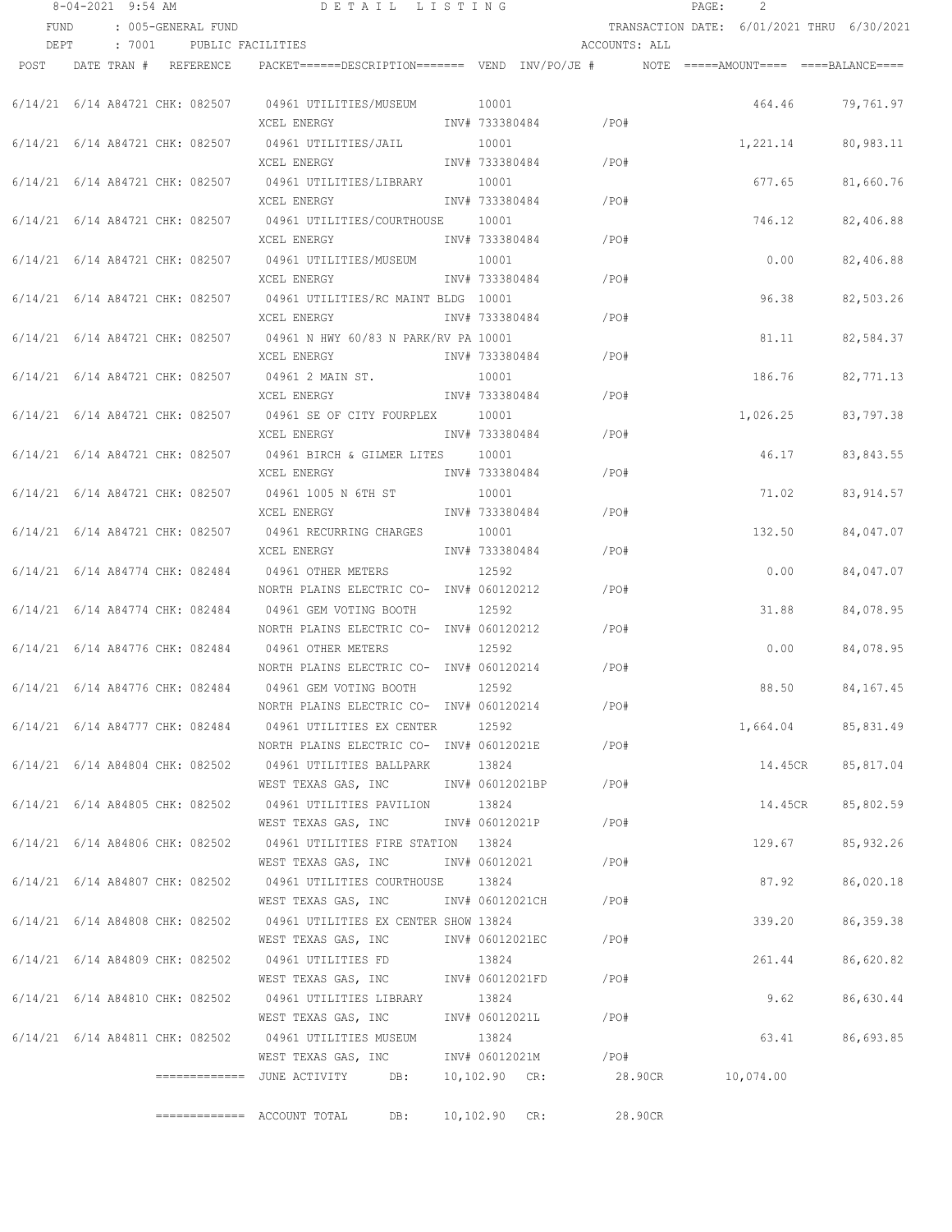8-04-2021 9:54 AM DETAIL LISTING

FUND : 005-GENERAL FUND TRANSACTION DATE: 6/01/2021 THRU 6/30/2021

DEPT : 7001 PUBLIC FACILITIES ACCOUNTS: ALL

| POST | DATE | TRAN # | REFERENCE | PACKET======DESCRIPTION======= | VEND | INV/PO/JE # | NOTE | =====AMOUNT==== | ====BALANCE==== |
|---|---|---|---|---|---|---|---|---|---|
| 6/14/21 | 6/14 | A84721 | CHK: 082507 | 04961 UTILITIES/MUSEUM<br>XCEL ENERGY | 10001 | INV# 733380484 /PO# | | 464.46 | 79,761.97 |
| 6/14/21 | 6/14 | A84721 | CHK: 082507 | 04961 UTILITIES/JAIL<br>XCEL ENERGY | 10001 | INV# 733380484 /PO# | | 1,221.14 | 80,983.11 |
| 6/14/21 | 6/14 | A84721 | CHK: 082507 | 04961 UTILITIES/LIBRARY<br>XCEL ENERGY | 10001 | INV# 733380484 /PO# | | 677.65 | 81,660.76 |
| 6/14/21 | 6/14 | A84721 | CHK: 082507 | 04961 UTILITIES/COURTHOUSE<br>XCEL ENERGY | 10001 | INV# 733380484 /PO# | | 746.12 | 82,406.88 |
| 6/14/21 | 6/14 | A84721 | CHK: 082507 | 04961 UTILITIES/MUSEUM<br>XCEL ENERGY | 10001 | INV# 733380484 /PO# | | 0.00 | 82,406.88 |
| 6/14/21 | 6/14 | A84721 | CHK: 082507 | 04961 UTILITIES/RC MAINT BLDG<br>XCEL ENERGY | 10001 | INV# 733380484 /PO# | | 96.38 | 82,503.26 |
| 6/14/21 | 6/14 | A84721 | CHK: 082507 | 04961 N HWY 60/83 N PARK/RV PA<br>XCEL ENERGY | 10001 | INV# 733380484 /PO# | | 81.11 | 82,584.37 |
| 6/14/21 | 6/14 | A84721 | CHK: 082507 | 04961 2 MAIN ST.<br>XCEL ENERGY | 10001 | INV# 733380484 /PO# | | 186.76 | 82,771.13 |
| 6/14/21 | 6/14 | A84721 | CHK: 082507 | 04961 SE OF CITY FOURPLEX<br>XCEL ENERGY | 10001 | INV# 733380484 /PO# | | 1,026.25 | 83,797.38 |
| 6/14/21 | 6/14 | A84721 | CHK: 082507 | 04961 BIRCH & GILMER LITES<br>XCEL ENERGY | 10001 | INV# 733380484 /PO# | | 46.17 | 83,843.55 |
| 6/14/21 | 6/14 | A84721 | CHK: 082507 | 04961 1005 N 6TH ST<br>XCEL ENERGY | 10001 | INV# 733380484 /PO# | | 71.02 | 83,914.57 |
| 6/14/21 | 6/14 | A84721 | CHK: 082507 | 04961 RECURRING CHARGES<br>XCEL ENERGY | 10001 | INV# 733380484 /PO# | | 132.50 | 84,047.07 |
| 6/14/21 | 6/14 | A84774 | CHK: 082484 | 04961 OTHER METERS<br>NORTH PLAINS ELECTRIC CO- | 12592 | INV# 060120212 /PO# | | 0.00 | 84,047.07 |
| 6/14/21 | 6/14 | A84774 | CHK: 082484 | 04961 GEM VOTING BOOTH<br>NORTH PLAINS ELECTRIC CO- | 12592 | INV# 060120212 /PO# | | 31.88 | 84,078.95 |
| 6/14/21 | 6/14 | A84776 | CHK: 082484 | 04961 OTHER METERS<br>NORTH PLAINS ELECTRIC CO- | 12592 | INV# 060120214 /PO# | | 0.00 | 84,078.95 |
| 6/14/21 | 6/14 | A84776 | CHK: 082484 | 04961 GEM VOTING BOOTH<br>NORTH PLAINS ELECTRIC CO- | 12592 | INV# 060120214 /PO# | | 88.50 | 84,167.45 |
| 6/14/21 | 6/14 | A84777 | CHK: 082484 | 04961 UTILITIES EX CENTER<br>NORTH PLAINS ELECTRIC CO- | 12592 | INV# 06012021E /PO# | | 1,664.04 | 85,831.49 |
| 6/14/21 | 6/14 | A84804 | CHK: 082502 | 04961 UTILITIES BALLPARK<br>WEST TEXAS GAS, INC | 13824 | INV# 06012021BP /PO# | | 14.45CR | 85,817.04 |
| 6/14/21 | 6/14 | A84805 | CHK: 082502 | 04961 UTILITIES PAVILION<br>WEST TEXAS GAS, INC | 13824 | INV# 06012021P /PO# | | 14.45CR | 85,802.59 |
| 6/14/21 | 6/14 | A84806 | CHK: 082502 | 04961 UTILITIES FIRE STATION<br>WEST TEXAS GAS, INC | 13824 | INV# 06012021 /PO# | | 129.67 | 85,932.26 |
| 6/14/21 | 6/14 | A84807 | CHK: 082502 | 04961 UTILITIES COURTHOUSE<br>WEST TEXAS GAS, INC | 13824 | INV# 06012021CH /PO# | | 87.92 | 86,020.18 |
| 6/14/21 | 6/14 | A84808 | CHK: 082502 | 04961 UTILITIES EX CENTER SHOW<br>WEST TEXAS GAS, INC | 13824 | INV# 06012021EC /PO# | | 339.20 | 86,359.38 |
| 6/14/21 | 6/14 | A84809 | CHK: 082502 | 04961 UTILITIES FD<br>WEST TEXAS GAS, INC | 13824 | INV# 06012021FD /PO# | | 261.44 | 86,620.82 |
| 6/14/21 | 6/14 | A84810 | CHK: 082502 | 04961 UTILITIES LIBRARY<br>WEST TEXAS GAS, INC | 13824 | INV# 06012021L /PO# | | 9.62 | 86,630.44 |
| 6/14/21 | 6/14 | A84811 | CHK: 082502 | 04961 UTILITIES MUSEUM<br>WEST TEXAS GAS, INC | 13824 | INV# 06012021M /PO# | | 63.41 | 86,693.85 |

============= JUNE ACTIVITY DB: 10,102.90 CR: 28.90CR 10,074.00

============= ACCOUNT TOTAL DB: 10,102.90 CR: 28.90CR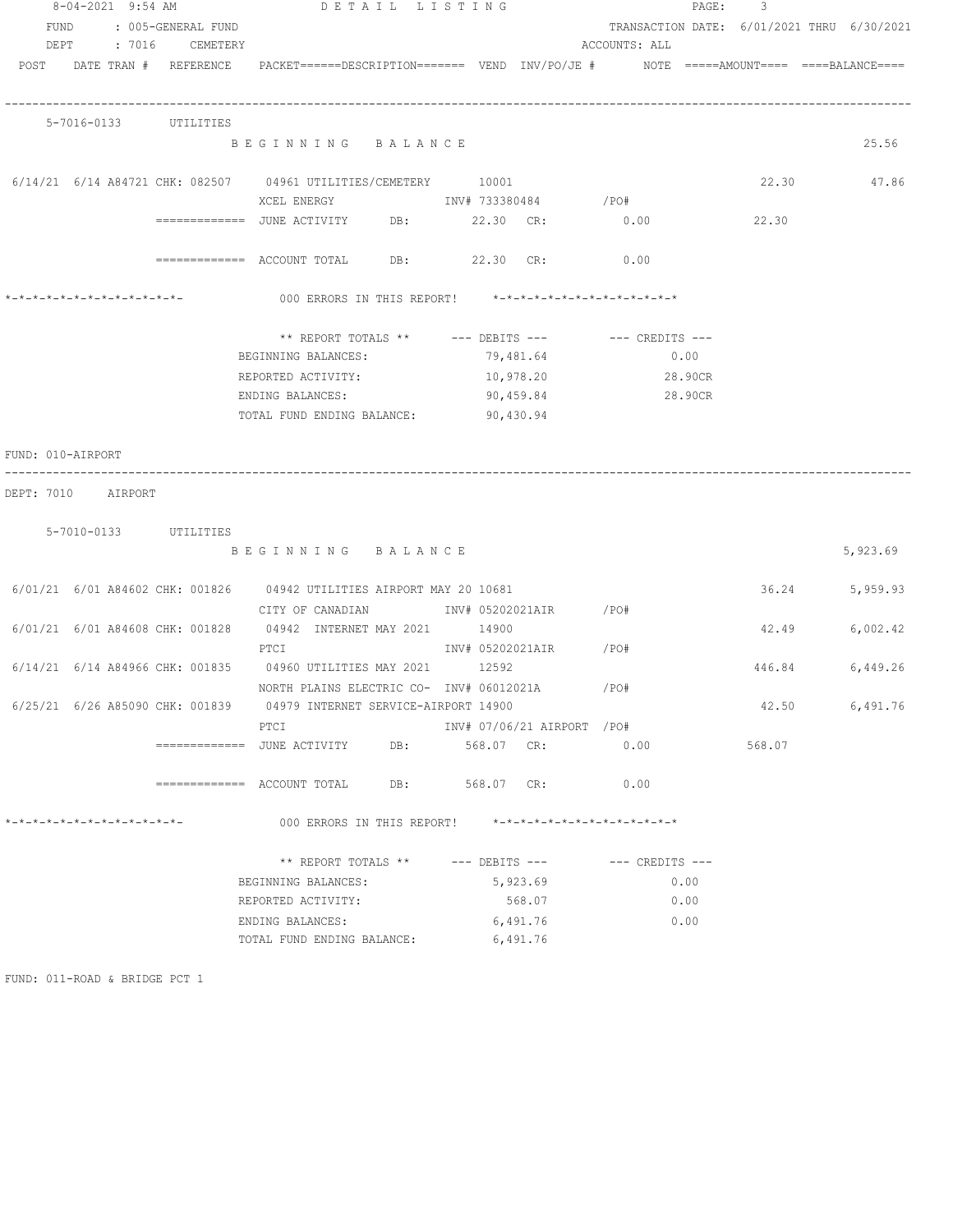8-04-2021 9:54 AM — DETAIL LISTING

FUND : 005-GENERAL FUND — TRANSACTION DATE: 6/01/2021 THRU 6/30/2021

DEPT : 7016 CEMETERY — ACCOUNTS: ALL

| POST | DATE | TRAN # | REFERENCE | PACKET | DESCRIPTION | VEND | INV/PO/JE # | NOTE | AMOUNT | BALANCE |
|---|---|---|---|---|---|---|---|---|---|---|

**5-7016-0133 UTILITIES**

BEGINNING BALANCE — 25.56

| POST | DATE | TRAN # | REFERENCE | PACKET | DESCRIPTION | VEND | INV/PO/JE # | AMOUNT | BALANCE |
|---|---|---|---|---|---|---|---|---|---|
| 6/14/21 | 6/14 | A84721 | CHK: 082507 | 04961 | UTILITIES/CEMETERY / XCEL ENERGY | 10001 | INV# 733380484 /PO# | 22.30 | 47.86 |

============= JUNE ACTIVITY DB: 22.30 CR: 0.00 — 22.30

============= ACCOUNT TOTAL DB: 22.30 CR: 0.00

*-*-*-*-*-*-*-*-*-*-*-*-*- 000 ERRORS IN THIS REPORT! *-*-*-*-*-*-*-*-*-*-*-*-*-*

| ** REPORT TOTALS ** | --- DEBITS --- | --- CREDITS --- |
|---|---|---|
| BEGINNING BALANCES: | 79,481.64 | 0.00 |
| REPORTED ACTIVITY: | 10,978.20 | 28.90CR |
| ENDING BALANCES: | 90,459.84 | 28.90CR |
| TOTAL FUND ENDING BALANCE: | 90,430.94 | |

FUND: 010-AIRPORT

DEPT: 7010 AIRPORT

**5-7010-0133 UTILITIES**

BEGINNING BALANCE — 5,923.69

| POST | DATE | TRAN # | REFERENCE | PACKET | DESCRIPTION | VEND | INV/PO/JE # | AMOUNT | BALANCE |
|---|---|---|---|---|---|---|---|---|---|
| 6/01/21 | 6/01 | A84602 | CHK: 001826 | 04942 | UTILITIES AIRPORT MAY 20 / CITY OF CANADIAN | 10681 | INV# 05202021AIR /PO# | 36.24 | 5,959.93 |
| 6/01/21 | 6/01 | A84608 | CHK: 001828 | 04942 | INTERNET MAY 2021 / PTCI | 14900 | INV# 05202021AIR /PO# | 42.49 | 6,002.42 |
| 6/14/21 | 6/14 | A84966 | CHK: 001835 | 04960 | UTILITIES MAY 2021 / NORTH PLAINS ELECTRIC CO- | 12592 | INV# 06012021A /PO# | 446.84 | 6,449.26 |
| 6/25/21 | 6/26 | A85090 | CHK: 001839 | 04979 | INTERNET SERVICE-AIRPORT / PTCI | 14900 | INV# 07/06/21 AIRPORT /PO# | 42.50 | 6,491.76 |

============= JUNE ACTIVITY DB: 568.07 CR: 0.00 — 568.07

============= ACCOUNT TOTAL DB: 568.07 CR: 0.00

*-*-*-*-*-*-*-*-*-*-*-*-*- 000 ERRORS IN THIS REPORT! *-*-*-*-*-*-*-*-*-*-*-*-*-*

| ** REPORT TOTALS ** | --- DEBITS --- | --- CREDITS --- |
|---|---|---|
| BEGINNING BALANCES: | 5,923.69 | 0.00 |
| REPORTED ACTIVITY: | 568.07 | 0.00 |
| ENDING BALANCES: | 6,491.76 | 0.00 |
| TOTAL FUND ENDING BALANCE: | 6,491.76 | |

FUND: 011-ROAD & BRIDGE PCT 1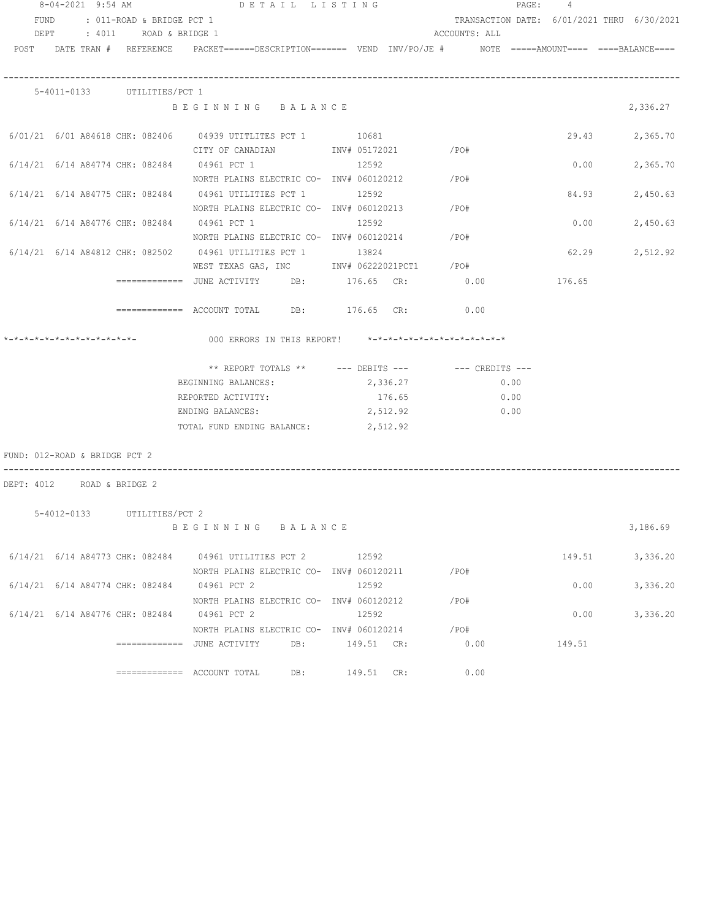8-04-2021 9:54 AM  DETAIL LISTING

FUND : 011-ROAD & BRIDGE PCT 1  TRANSACTION DATE: 6/01/2021 THRU 6/30/2021
DEPT : 4011 ROAD & BRIDGE 1  ACCOUNTS: ALL

| POST | DATE | TRAN # | REFERENCE | PACKET======DESCRIPTION======= | VEND | INV/PO/JE # | NOTE | =====AMOUNT==== | ====BALANCE==== |
|---|---|---|---|---|---|---|---|---|---|

**5-4011-0133 UTILITIES/PCT 1**

| POST | DATE | TRAN # | REFERENCE | DESCRIPTION | VEND | INV/PO/JE # | AMOUNT | BALANCE |
|---|---|---|---|---|---|---|---|---|
| | | | | BEGINNING BALANCE | | | | 2,336.27 |
| 6/01/21 | 6/01 | A84618 | CHK: 082406 | 04939 UTITLITES PCT 1<br>CITY OF CANADIAN | 10681 | INV# 05172021 /PO# | 29.43 | 2,365.70 |
| 6/14/21 | 6/14 | A84774 | CHK: 082484 | 04961 PCT 1<br>NORTH PLAINS ELECTRIC CO- | 12592 | INV# 060120212 /PO# | 0.00 | 2,365.70 |
| 6/14/21 | 6/14 | A84775 | CHK: 082484 | 04961 UTILITIES PCT 1<br>NORTH PLAINS ELECTRIC CO- | 12592 | INV# 060120213 /PO# | 84.93 | 2,450.63 |
| 6/14/21 | 6/14 | A84776 | CHK: 082484 | 04961 PCT 1<br>NORTH PLAINS ELECTRIC CO- | 12592 | INV# 060120214 /PO# | 0.00 | 2,450.63 |
| 6/14/21 | 6/14 | A84812 | CHK: 082502 | 04961 UTILITIES PCT 1<br>WEST TEXAS GAS, INC | 13824 | INV# 06222021PCT1 /PO# | 62.29 | 2,512.92 |

============= JUNE ACTIVITY DB: 176.65 CR: 0.00 176.65

============= ACCOUNT TOTAL DB: 176.65 CR: 0.00

*-*-*-*-*-*-*-*-*-*-*-*-*- 000 ERRORS IN THIS REPORT! *-*-*-*-*-*-*-*-*-*-*-*-*-*

| ** REPORT TOTALS ** | --- DEBITS --- | --- CREDITS --- |
|---|---|---|
| BEGINNING BALANCES: | 2,336.27 | 0.00 |
| REPORTED ACTIVITY: | 176.65 | 0.00 |
| ENDING BALANCES: | 2,512.92 | 0.00 |
| TOTAL FUND ENDING BALANCE: | 2,512.92 | |

FUND: 012-ROAD & BRIDGE PCT 2

DEPT: 4012 ROAD & BRIDGE 2

**5-4012-0133 UTILITIES/PCT 2**

| POST | DATE | TRAN # | REFERENCE | DESCRIPTION | VEND | INV/PO/JE # | AMOUNT | BALANCE |
|---|---|---|---|---|---|---|---|---|
| | | | | BEGINNING BALANCE | | | | 3,186.69 |
| 6/14/21 | 6/14 | A84773 | CHK: 082484 | 04961 UTILITIES PCT 2<br>NORTH PLAINS ELECTRIC CO- | 12592 | INV# 060120211 /PO# | 149.51 | 3,336.20 |
| 6/14/21 | 6/14 | A84774 | CHK: 082484 | 04961 PCT 2<br>NORTH PLAINS ELECTRIC CO- | 12592 | INV# 060120212 /PO# | 0.00 | 3,336.20 |
| 6/14/21 | 6/14 | A84776 | CHK: 082484 | 04961 PCT 2<br>NORTH PLAINS ELECTRIC CO- | 12592 | INV# 060120214 /PO# | 0.00 | 3,336.20 |

============= JUNE ACTIVITY DB: 149.51 CR: 0.00 149.51

============= ACCOUNT TOTAL DB: 149.51 CR: 0.00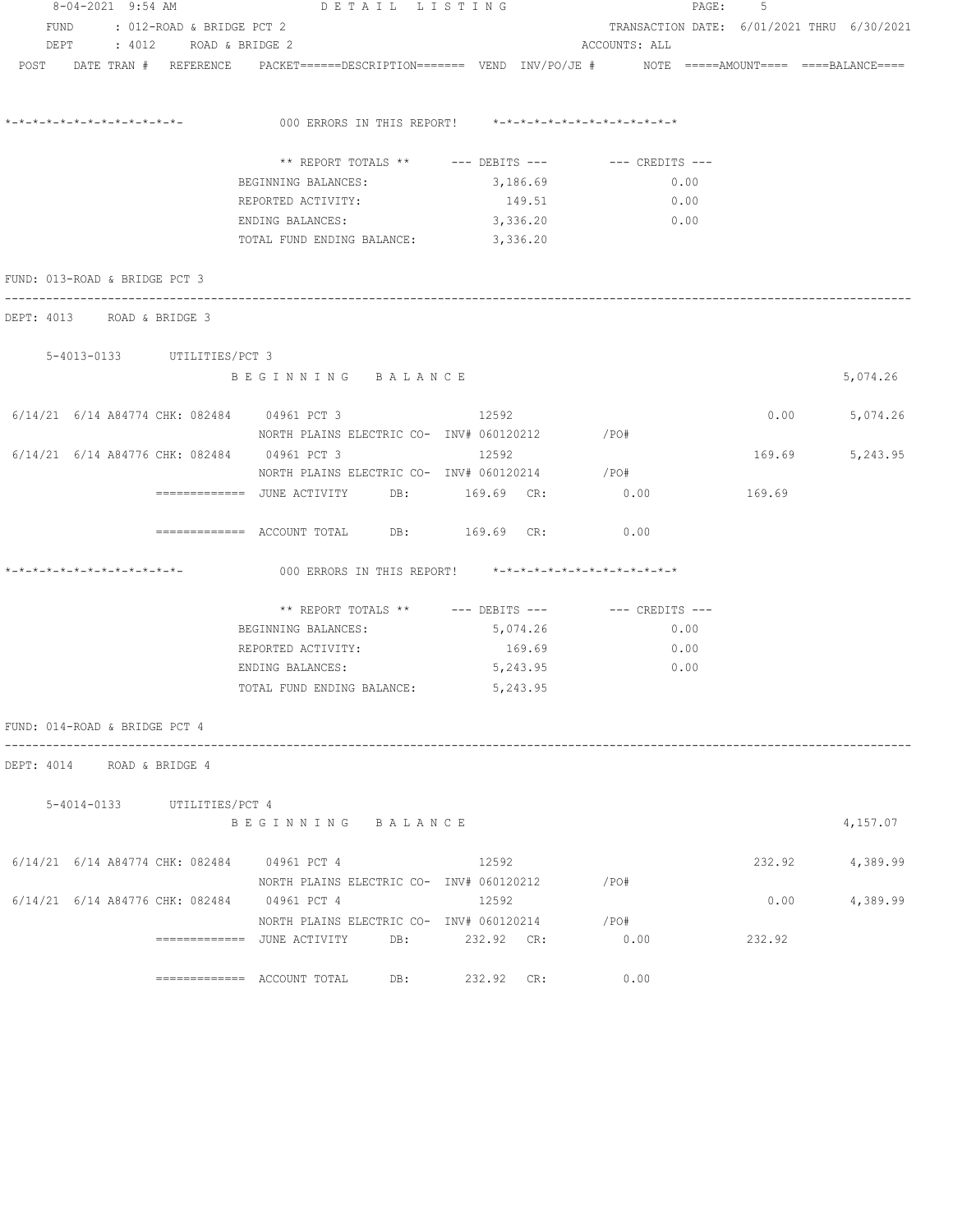8-04-2021 9:54 AM DETAIL LISTING

FUND : 012-ROAD & BRIDGE PCT 2 TRANSACTION DATE: 6/01/2021 THRU 6/30/2021

DEPT : 4012 ROAD & BRIDGE 2 ACCOUNTS: ALL

POST DATE TRAN # REFERENCE PACKET======DESCRIPTION======= VEND INV/PO/JE # NOTE =====AMOUNT==== ====BALANCE====

*-*-*-*-*-*-*-*-*-*-*-*-*-*- 000 ERRORS IN THIS REPORT! *-*-*-*-*-*-*-*-*-*-*-*-*-*

| ** REPORT TOTALS ** | --- DEBITS --- | --- CREDITS --- |
|---|---|---|
| BEGINNING BALANCES: | 3,186.69 | 0.00 |
| REPORTED ACTIVITY: | 149.51 | 0.00 |
| ENDING BALANCES: | 3,336.20 | 0.00 |
| TOTAL FUND ENDING BALANCE: | 3,336.20 | |

FUND: 013-ROAD & BRIDGE PCT 3

DEPT: 4013 ROAD & BRIDGE 3

5-4013-0133 UTILITIES/PCT 3

| POST | DATE | TRAN # | REFERENCE | PACKET / DESCRIPTION | VEND | INV/PO/JE # | NOTE | AMOUNT | BALANCE |
|---|---|---|---|---|---|---|---|---|---|
| | | | | BEGINNING BALANCE | | | | | 5,074.26 |
| 6/14/21 | 6/14 | A84774 | CHK: 082484 | 04961 PCT 3 NORTH PLAINS ELECTRIC CO- | 12592 | INV# 060120212 /PO# | | 0.00 | 5,074.26 |
| 6/14/21 | 6/14 | A84776 | CHK: 082484 | 04961 PCT 3 NORTH PLAINS ELECTRIC CO- | 12592 | INV# 060120214 /PO# | | 169.69 | 5,243.95 |

============= JUNE ACTIVITY DB: 169.69 CR: 0.00 169.69

============= ACCOUNT TOTAL DB: 169.69 CR: 0.00

*-*-*-*-*-*-*-*-*-*-*-*-*-*- 000 ERRORS IN THIS REPORT! *-*-*-*-*-*-*-*-*-*-*-*-*-*

| ** REPORT TOTALS ** | --- DEBITS --- | --- CREDITS --- |
|---|---|---|
| BEGINNING BALANCES: | 5,074.26 | 0.00 |
| REPORTED ACTIVITY: | 169.69 | 0.00 |
| ENDING BALANCES: | 5,243.95 | 0.00 |
| TOTAL FUND ENDING BALANCE: | 5,243.95 | |

FUND: 014-ROAD & BRIDGE PCT 4

DEPT: 4014 ROAD & BRIDGE 4

5-4014-0133 UTILITIES/PCT 4

| POST | DATE | TRAN # | REFERENCE | PACKET / DESCRIPTION | VEND | INV/PO/JE # | NOTE | AMOUNT | BALANCE |
|---|---|---|---|---|---|---|---|---|---|
| | | | | BEGINNING BALANCE | | | | | 4,157.07 |
| 6/14/21 | 6/14 | A84774 | CHK: 082484 | 04961 PCT 4 NORTH PLAINS ELECTRIC CO- | 12592 | INV# 060120212 /PO# | | 232.92 | 4,389.99 |
| 6/14/21 | 6/14 | A84776 | CHK: 082484 | 04961 PCT 4 NORTH PLAINS ELECTRIC CO- | 12592 | INV# 060120214 /PO# | | 0.00 | 4,389.99 |

============= JUNE ACTIVITY DB: 232.92 CR: 0.00 232.92

============= ACCOUNT TOTAL DB: 232.92 CR: 0.00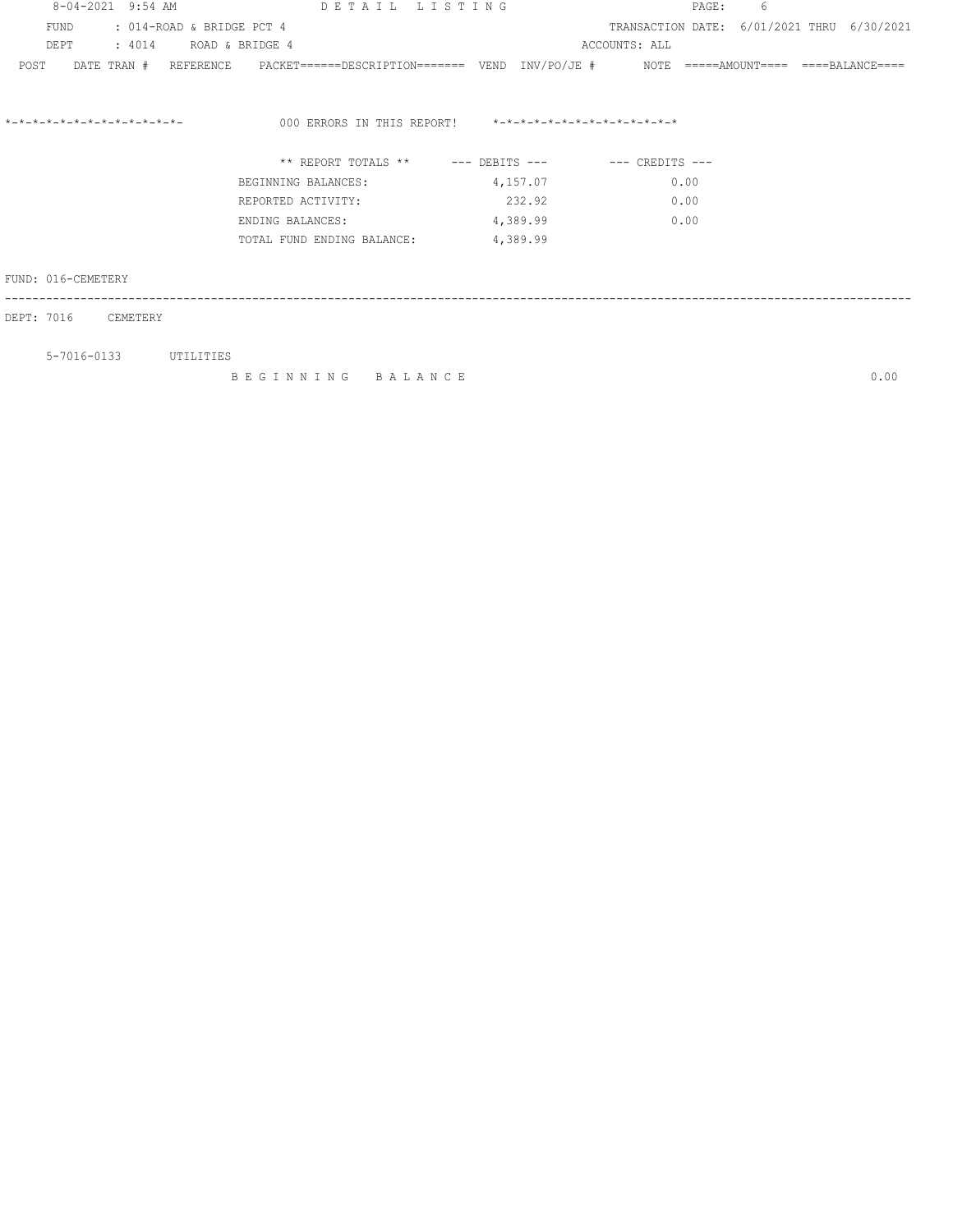FUND : 014-ROAD & BRIDGE PCT 4 TRANSACTION DATE: 6/01/2021 THRU 6/30/2021

DEPT : 4014 ROAD & BRIDGE 4 ACCOUNTS: ALL

POST DATE TRAN # REFERENCE PACKET======DESCRIPTION======= VEND INV/PO/JE # NOTE =====AMOUNT==== ====BALANCE====

*-*-*-*-*-*-*-*-*-*-*-*-*-*- 000 ERRORS IN THIS REPORT! *-*-*-*-*-*-*-*-*-*-*-*-*-*

| ** REPORT TOTALS ** | --- DEBITS --- | --- CREDITS --- |
|---|---|---|
| BEGINNING BALANCES: | 4,157.07 | 0.00 |
| REPORTED ACTIVITY: | 232.92 | 0.00 |
| ENDING BALANCES: | 4,389.99 | 0.00 |
| TOTAL FUND ENDING BALANCE: | 4,389.99 | |

FUND: 016-CEMETERY

---

DEPT: 7016 CEMETERY

5-7016-0133 UTILITIES

B E G I N N I N G B A L A N C E 0.00